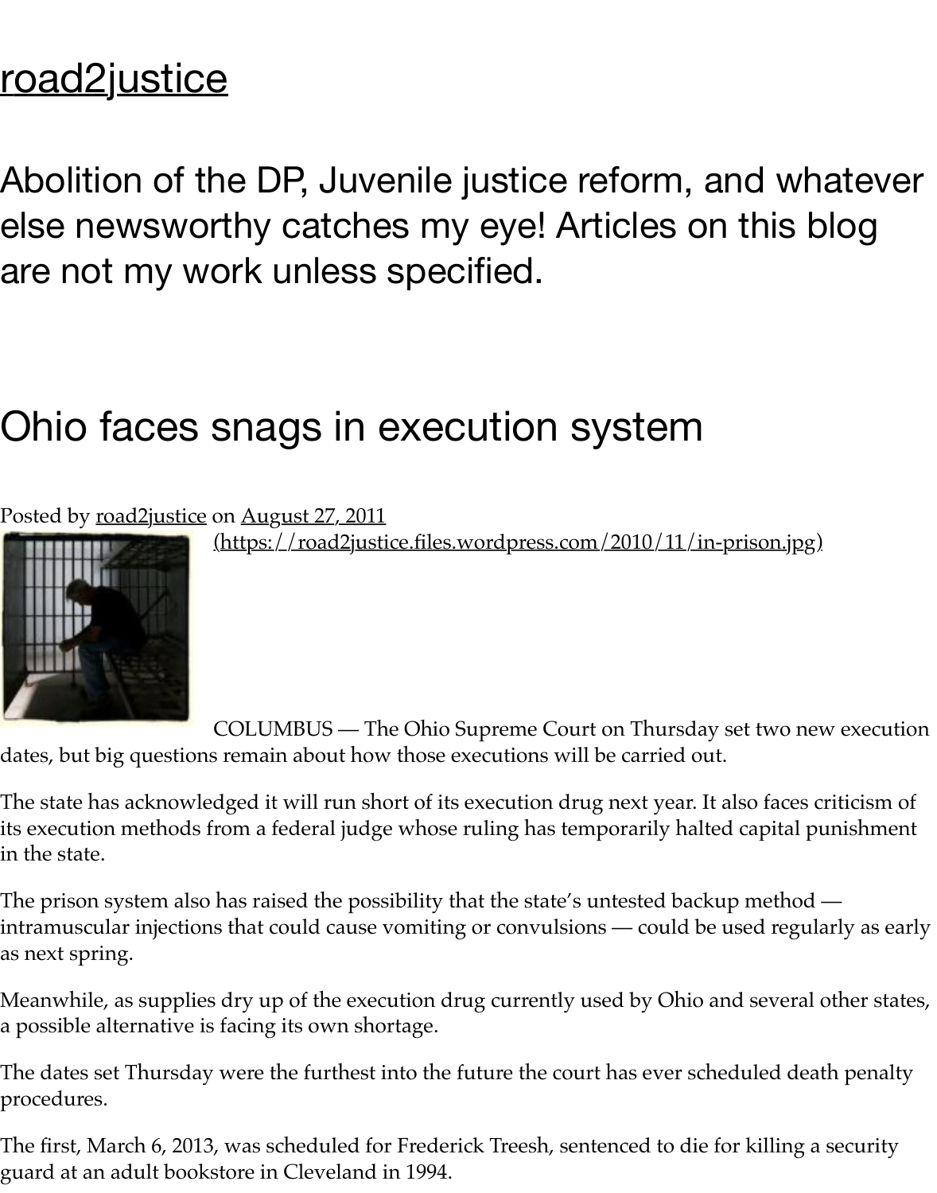# road2justice

Abolition of the DP, Juvenile justice reform, and whatever else newsworthy catches my eye! Articles on this blog are not my work unless specified.

## Ohio faces snags in execution system

Posted by road2justice on August 27, 2011

(https://road2justice.files.wordpress.com/2010/11/in-prison.jpg)

COLUMBUS — The Ohio Supreme Court on Thursday set two new execution dates, but big questions remain about how those executions will be carried out.

The state has acknowledged it will run short of its execution drug next year. It also faces criticism of its execution methods from a federal judge whose ruling has temporarily halted capital punishment in the state.

The prison system also has raised the possibility that the state's untested backup method — intramuscular injections that could cause vomiting or convulsions — could be used regularly as early as next spring.

Meanwhile, as supplies dry up of the execution drug currently used by Ohio and several other states, a possible alternative is facing its own shortage.

The dates set Thursday were the furthest into the future the court has ever scheduled death penalty procedures.

The first, March 6, 2013, was scheduled for Frederick Treesh, sentenced to die for killing a security guard at an adult bookstore in Cleveland in 1994.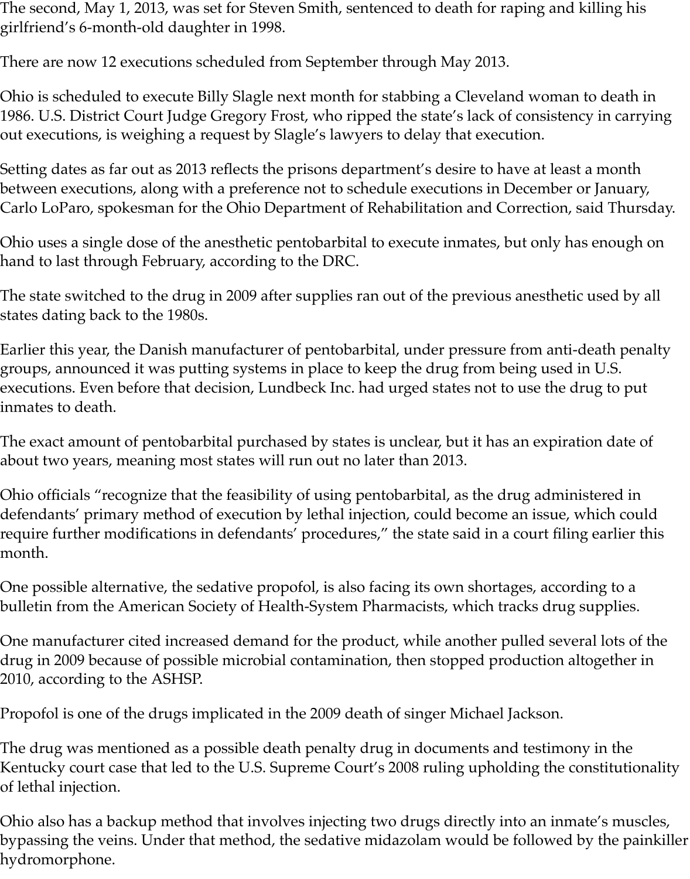The second, May 1, 2013, was set for Steven Smith, sentenced to death for raping and killing his girlfriend's 6-month-old daughter in 1998.

There are now 12 executions scheduled from September through May 2013.

Ohio is scheduled to execute Billy Slagle next month for stabbing a Cleveland woman to death in 1986. U.S. District Court Judge Gregory Frost, who ripped the state's lack of consistency in carrying out executions, is weighing a request by Slagle's lawyers to delay that execution.

Setting dates as far out as 2013 reflects the prisons department's desire to have at least a month between executions, along with a preference not to schedule executions in December or January, Carlo LoParo, spokesman for the Ohio Department of Rehabilitation and Correction, said Thursday.

Ohio uses a single dose of the anesthetic pentobarbital to execute inmates, but only has enough on hand to last through February, according to the DRC.

The state switched to the drug in 2009 after supplies ran out of the previous anesthetic used by all states dating back to the 1980s.

Earlier this year, the Danish manufacturer of pentobarbital, under pressure from anti-death penalty groups, announced it was putting systems in place to keep the drug from being used in U.S. executions. Even before that decision, Lundbeck Inc. had urged states not to use the drug to put inmates to death.

The exact amount of pentobarbital purchased by states is unclear, but it has an expiration date of about two years, meaning most states will run out no later than 2013.

Ohio officials "recognize that the feasibility of using pentobarbital, as the drug administered in defendants' primary method of execution by lethal injection, could become an issue, which could require further modifications in defendants' procedures," the state said in a court filing earlier this month.

One possible alternative, the sedative propofol, is also facing its own shortages, according to a bulletin from the American Society of Health-System Pharmacists, which tracks drug supplies.

One manufacturer cited increased demand for the product, while another pulled several lots of the drug in 2009 because of possible microbial contamination, then stopped production altogether in 2010, according to the ASHSP.

Propofol is one of the drugs implicated in the 2009 death of singer Michael Jackson.

The drug was mentioned as a possible death penalty drug in documents and testimony in the Kentucky court case that led to the U.S. Supreme Court's 2008 ruling upholding the constitutionality of lethal injection.

Ohio also has a backup method that involves injecting two drugs directly into an inmate's muscles, bypassing the veins. Under that method, the sedative midazolam would be followed by the painkiller hydromorphone.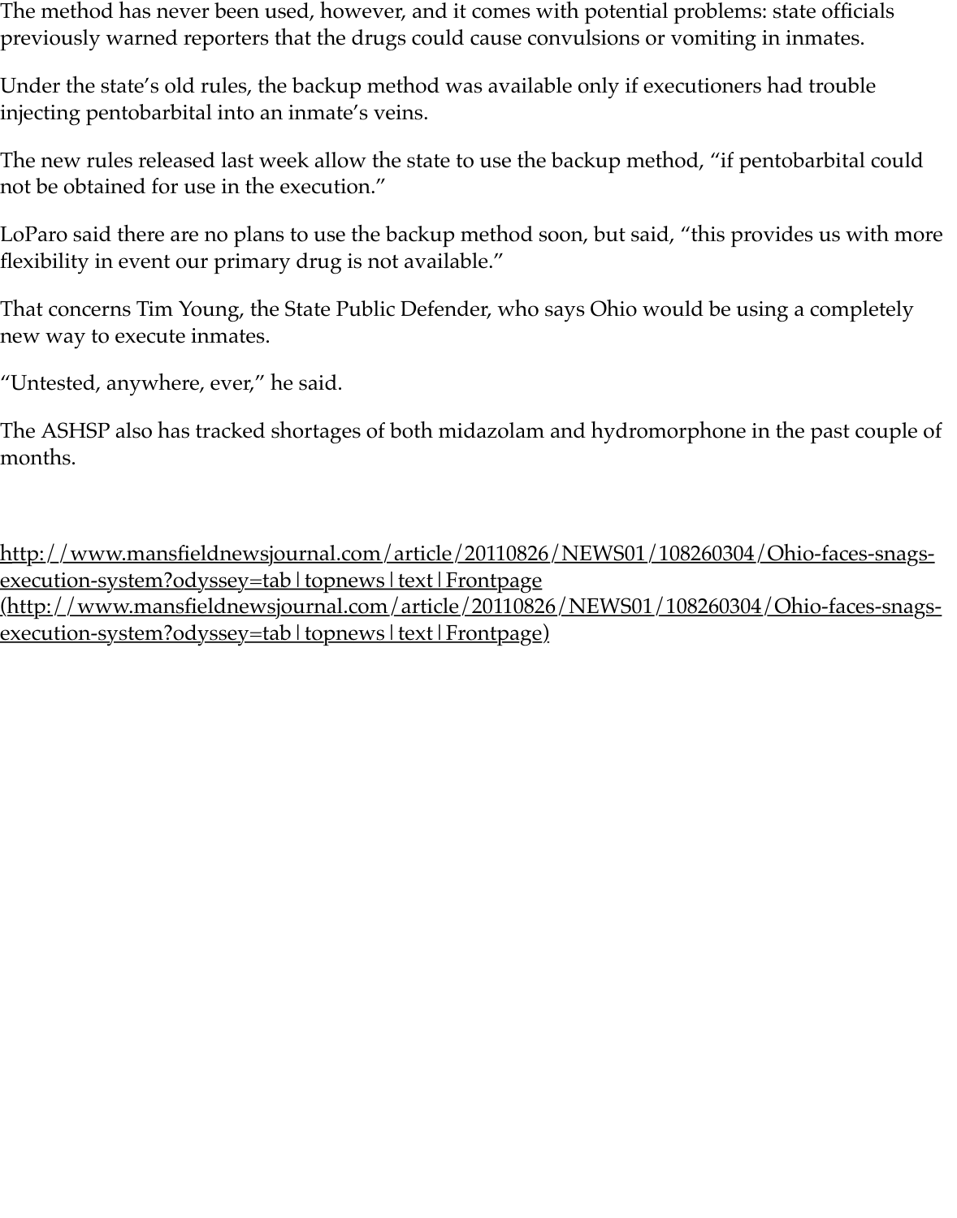The method has never been used, however, and it comes with potential problems: state officials previously warned reporters that the drugs could cause convulsions or vomiting in inmates.

Under the state's old rules, the backup method was available only if executioners had trouble injecting pentobarbital into an inmate's veins.

The new rules released last week allow the state to use the backup method, "if pentobarbital could not be obtained for use in the execution."

LoParo said there are no plans to use the backup method soon, but said, "this provides us with more flexibility in event our primary drug is not available."

That concerns Tim Young, the State Public Defender, who says Ohio would be using a completely new way to execute inmates.

"Untested, anywhere, ever," he said.

The ASHSP also has tracked shortages of both midazolam and hydromorphone in the past couple of months.

http://www.mansfieldnewsjournal.com/article/20110826/NEWS01/108260304/Ohio-faces-snags-execution-system?odyssey=tab|topnews|text|Frontpage (http://www.mansfieldnewsjournal.com/article/20110826/NEWS01/108260304/Ohio-faces-snags-execution-system?odyssey=tab|topnews|text|Frontpage)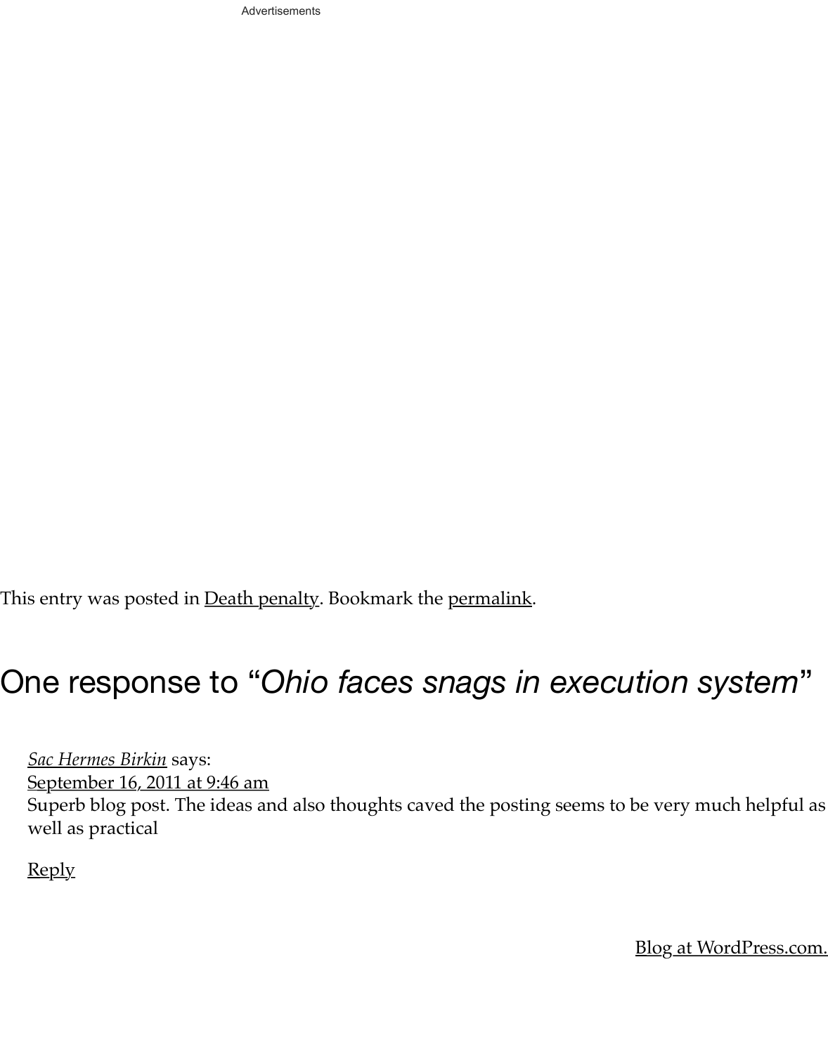Advertisements

This entry was posted in Death penalty. Bookmark the permalink.

# One response to "*Ohio faces snags in execution system*"

*Sac Hermes Birkin* says:
September 16, 2011 at 9:46 am
Superb blog post. The ideas and also thoughts caved the posting seems to be very much helpful as well as practical

Reply

Blog at WordPress.com.